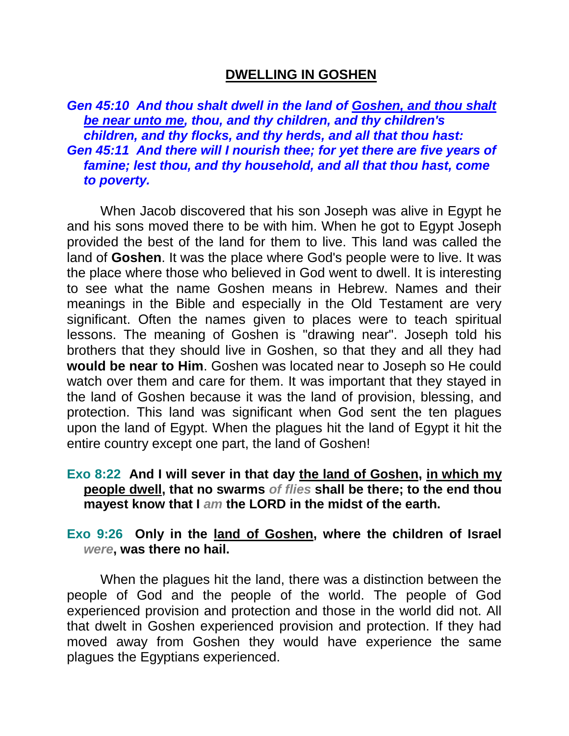# DWELLING IN GOSHEN

***Gen 45:10 And thou shalt dwell in the land of <u>Goshen, and thou shalt be near unto me</u>, thou, and thy children, and thy children's children, and thy flocks, and thy herds, and all that thou hast:***
***Gen 45:11 And there will I nourish thee; for yet there are five years of famine; lest thou, and thy household, and all that thou hast, come to poverty.***

When Jacob discovered that his son Joseph was alive in Egypt he and his sons moved there to be with him. When he got to Egypt Joseph provided the best of the land for them to live. This land was called the land of **Goshen**. It was the place where God's people were to live. It was the place where those who believed in God went to dwell. It is interesting to see what the name Goshen means in Hebrew. Names and their meanings in the Bible and especially in the Old Testament are very significant. Often the names given to places were to teach spiritual lessons. The meaning of Goshen is "drawing near". Joseph told his brothers that they should live in Goshen, so that they and all they had **would be near to Him**. Goshen was located near to Joseph so He could watch over them and care for them. It was important that they stayed in the land of Goshen because it was the land of provision, blessing, and protection. This land was significant when God sent the ten plagues upon the land of Egypt. When the plagues hit the land of Egypt it hit the entire country except one part, the land of Goshen!

**Exo 8:22 And I will sever in that day <u>the land of Goshen</u>, <u>in which my people dwell</u>, that no swarms *of flies* shall be there; to the end thou mayest know that I *am* the LORD in the midst of the earth.**

**Exo 9:26 Only in the <u>land of Goshen</u>, where the children of Israel *were*, was there no hail.**

When the plagues hit the land, there was a distinction between the people of God and the people of the world. The people of God experienced provision and protection and those in the world did not. All that dwelt in Goshen experienced provision and protection. If they had moved away from Goshen they would have experience the same plagues the Egyptians experienced.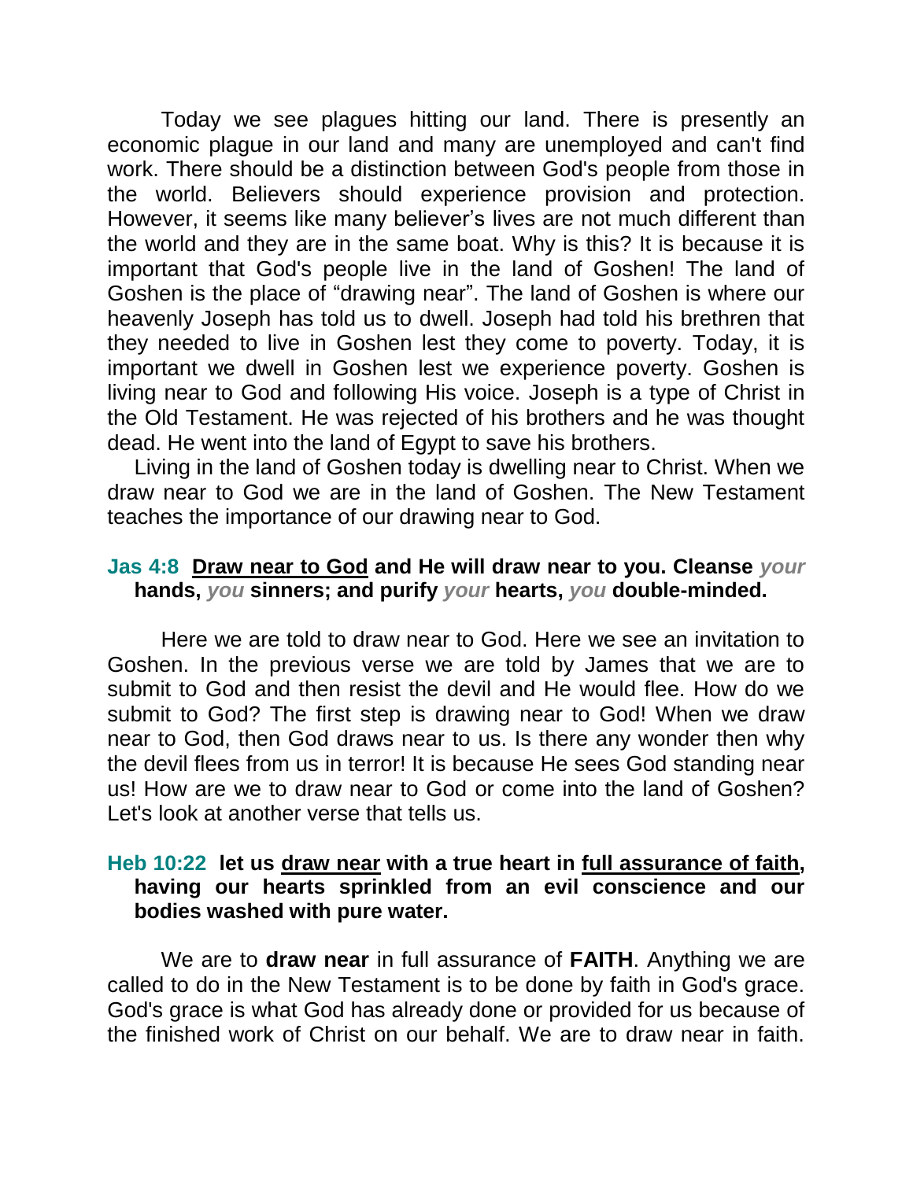Today we see plagues hitting our land. There is presently an economic plague in our land and many are unemployed and can't find work. There should be a distinction between God's people from those in the world. Believers should experience provision and protection. However, it seems like many believer's lives are not much different than the world and they are in the same boat. Why is this? It is because it is important that God's people live in the land of Goshen! The land of Goshen is the place of "drawing near". The land of Goshen is where our heavenly Joseph has told us to dwell. Joseph had told his brethren that they needed to live in Goshen lest they come to poverty. Today, it is important we dwell in Goshen lest we experience poverty. Goshen is living near to God and following His voice. Joseph is a type of Christ in the Old Testament. He was rejected of his brothers and he was thought dead. He went into the land of Egypt to save his brothers.

Living in the land of Goshen today is dwelling near to Christ. When we draw near to God we are in the land of Goshen. The New Testament teaches the importance of our drawing near to God.

**Jas 4:8 <u>Draw near to God</u> and He will draw near to you. Cleanse *your* hands, *you* sinners; and purify *your* hearts, *you* double-minded.**

Here we are told to draw near to God. Here we see an invitation to Goshen. In the previous verse we are told by James that we are to submit to God and then resist the devil and He would flee. How do we submit to God? The first step is drawing near to God! When we draw near to God, then God draws near to us. Is there any wonder then why the devil flees from us in terror! It is because He sees God standing near us! How are we to draw near to God or come into the land of Goshen? Let's look at another verse that tells us.

**Heb 10:22 let us <u>draw near</u> with a true heart in <u>full assurance of faith</u>, having our hearts sprinkled from an evil conscience and our bodies washed with pure water.**

We are to **draw near** in full assurance of **FAITH**. Anything we are called to do in the New Testament is to be done by faith in God's grace. God's grace is what God has already done or provided for us because of the finished work of Christ on our behalf. We are to draw near in faith.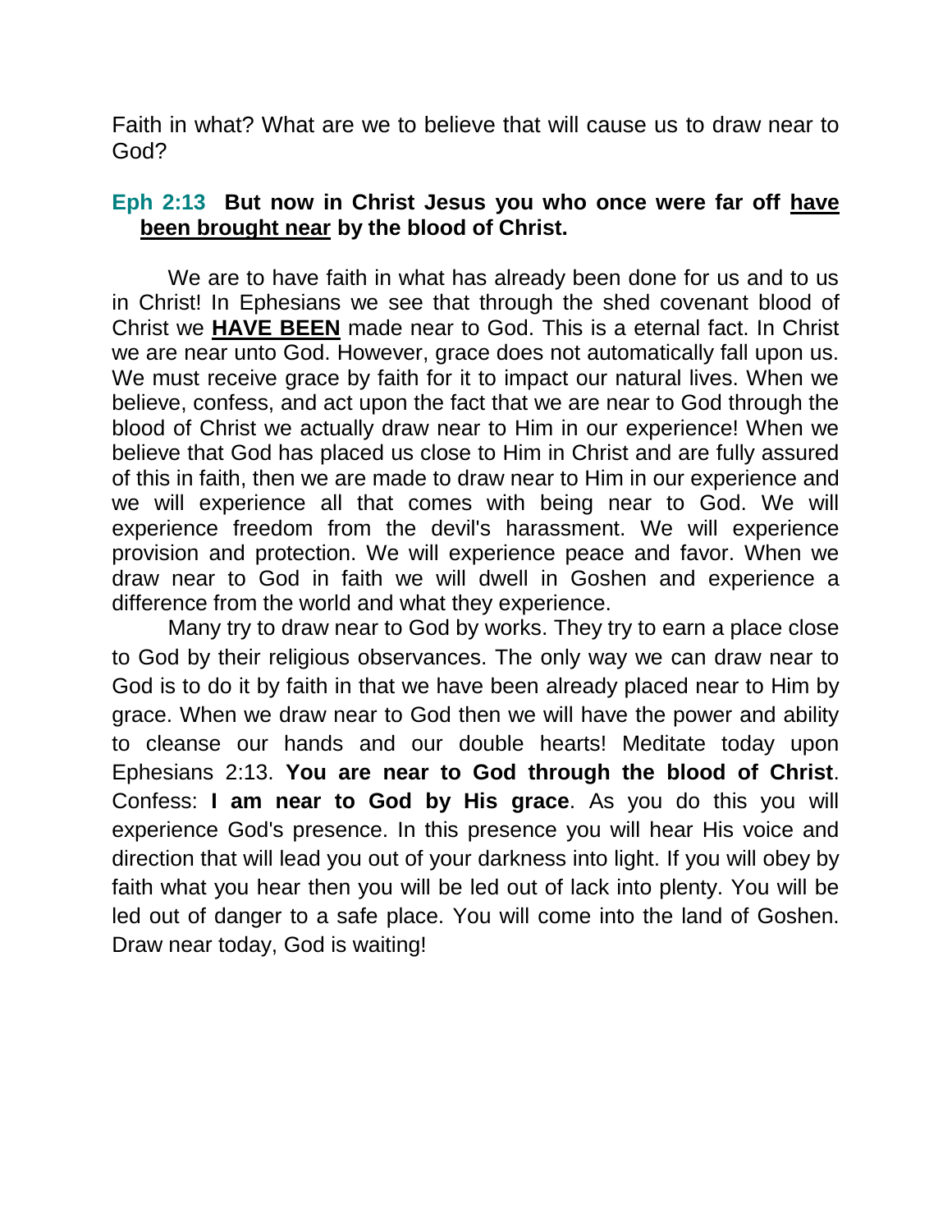Faith in what? What are we to believe that will cause us to draw near to God?

**Eph 2:13 But now in Christ Jesus you who once were far off have been brought near by the blood of Christ.**

We are to have faith in what has already been done for us and to us in Christ! In Ephesians we see that through the shed covenant blood of Christ we **HAVE BEEN** made near to God. This is a eternal fact. In Christ we are near unto God. However, grace does not automatically fall upon us. We must receive grace by faith for it to impact our natural lives. When we believe, confess, and act upon the fact that we are near to God through the blood of Christ we actually draw near to Him in our experience! When we believe that God has placed us close to Him in Christ and are fully assured of this in faith, then we are made to draw near to Him in our experience and we will experience all that comes with being near to God. We will experience freedom from the devil's harassment. We will experience provision and protection. We will experience peace and favor. When we draw near to God in faith we will dwell in Goshen and experience a difference from the world and what they experience.

Many try to draw near to God by works. They try to earn a place close to God by their religious observances. The only way we can draw near to God is to do it by faith in that we have been already placed near to Him by grace. When we draw near to God then we will have the power and ability to cleanse our hands and our double hearts! Meditate today upon Ephesians 2:13. **You are near to God through the blood of Christ**. Confess: **I am near to God by His grace**. As you do this you will experience God's presence. In this presence you will hear His voice and direction that will lead you out of your darkness into light. If you will obey by faith what you hear then you will be led out of lack into plenty. You will be led out of danger to a safe place. You will come into the land of Goshen. Draw near today, God is waiting!